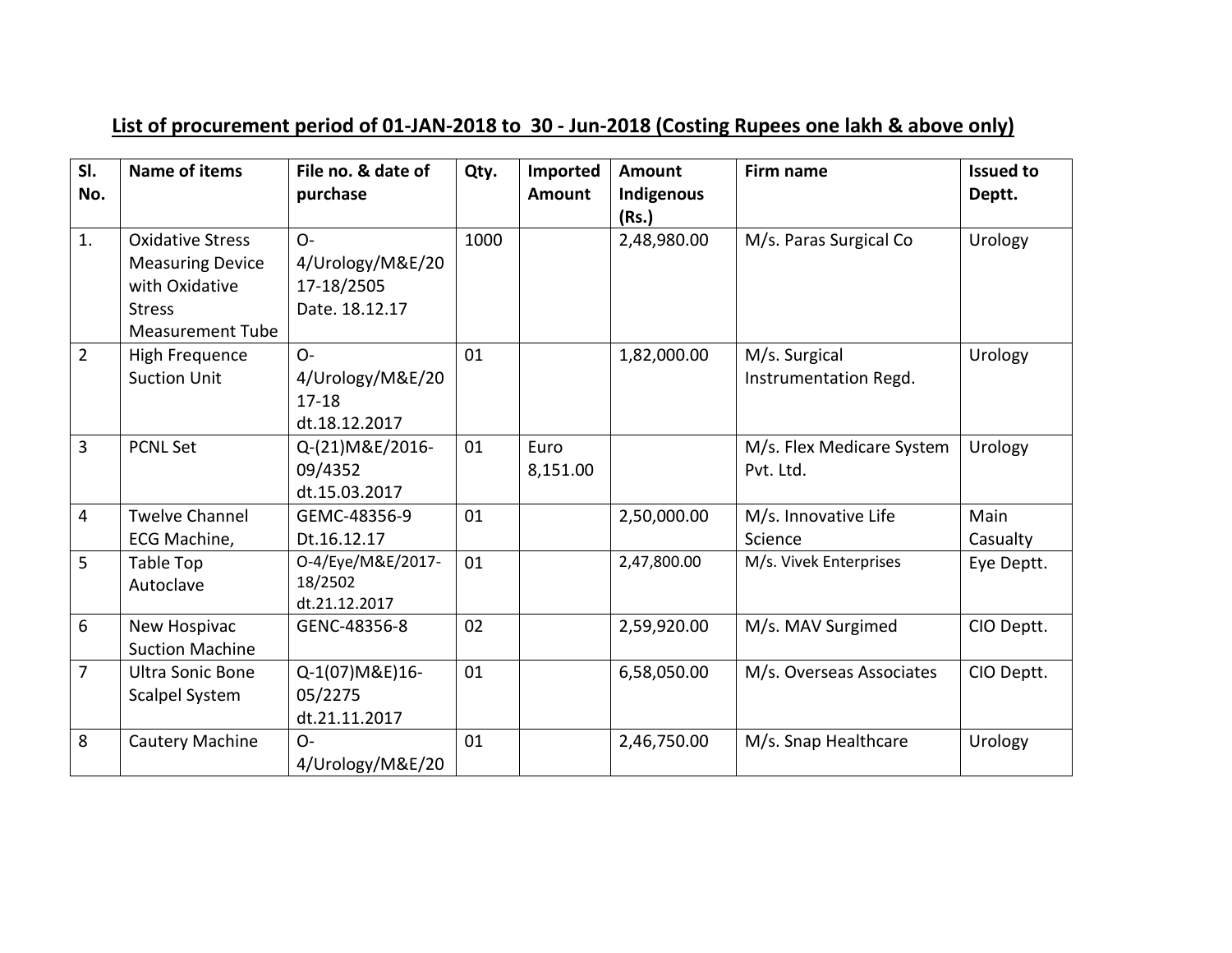## List of procurement period of 01-JAN-2018 to 30 - Jun-2018 (Costing Rupees one lakh & above only)

| Sl. No. | Name of items | File no. & date of purchase | Qty. | Imported Amount | Amount Indigenous (Rs.) | Firm name | Issued to Deptt. |
|---|---|---|---|---|---|---|---|
| 1. | Oxidative Stress Measuring Device with Oxidative Stress Measurement Tube | O-4/Urology/M&E/2017-18/2505 Date. 18.12.17 | 1000 | | 2,48,980.00 | M/s. Paras Surgical Co | Urology |
| 2 | High Frequence Suction Unit | O-4/Urology/M&E/2017-18 dt.18.12.2017 | 01 | | 1,82,000.00 | M/s. Surgical Instrumentation Regd. | Urology |
| 3 | PCNL Set | Q-(21)M&E/2016-09/4352 dt.15.03.2017 | 01 | Euro 8,151.00 | | M/s. Flex Medicare System Pvt. Ltd. | Urology |
| 4 | Twelve Channel ECG Machine, | GEMC-48356-9 Dt.16.12.17 | 01 | | 2,50,000.00 | M/s. Innovative Life Science | Main Casualty |
| 5 | Table Top Autoclave | O-4/Eye/M&E/2017-18/2502 dt.21.12.2017 | 01 | | 2,47,800.00 | M/s. Vivek Enterprises | Eye Deptt. |
| 6 | New Hospivac Suction Machine | GENC-48356-8 | 02 | | 2,59,920.00 | M/s. MAV Surgimed | CIO Deptt. |
| 7 | Ultra Sonic Bone Scalpel System | Q-1(07)M&E)16-05/2275 dt.21.11.2017 | 01 | | 6,58,050.00 | M/s. Overseas Associates | CIO Deptt. |
| 8 | Cautery Machine | O-4/Urology/M&E/20 | 01 | | 2,46,750.00 | M/s. Snap Healthcare | Urology |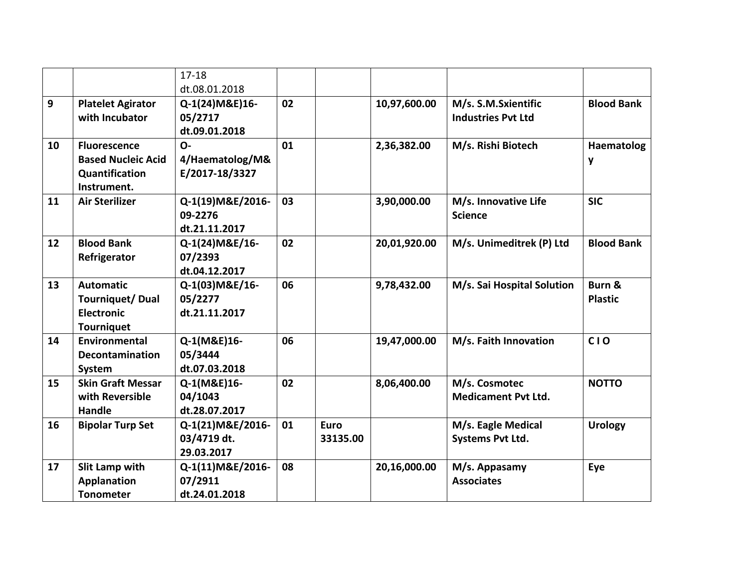| | | 17-18 dt.08.01.2018 | | | | | |
|---|---|---|---|---|---|---|---|
| **9** | **Platelet Agirator with Incubator** | **Q-1(24)M&E)16-05/2717 dt.09.01.2018** | **02** | | **10,97,600.00** | **M/s. S.M.Sxientific Industries Pvt Ltd** | **Blood Bank** |
| **10** | **Fluorescence Based Nucleic Acid Quantification Instrument.** | **O-4/Haematolog/M&E/2017-18/3327** | **01** | | **2,36,382.00** | **M/s. Rishi Biotech** | **Haematology** |
| **11** | **Air Sterilizer** | **Q-1(19)M&E/2016-09-2276 dt.21.11.2017** | **03** | | **3,90,000.00** | **M/s. Innovative Life Science** | **SIC** |
| **12** | **Blood Bank Refrigerator** | **Q-1(24)M&E/16-07/2393 dt.04.12.2017** | **02** | | **20,01,920.00** | **M/s. Unimeditrek (P) Ltd** | **Blood Bank** |
| **13** | **Automatic Tourniquet/ Dual Electronic Tourniquet** | **Q-1(03)M&E/16-05/2277 dt.21.11.2017** | **06** | | **9,78,432.00** | **M/s. Sai Hospital Solution** | **Burn & Plastic** |
| **14** | **Environmental Decontamination System** | **Q-1(M&E)16-05/3444 dt.07.03.2018** | **06** | | **19,47,000.00** | **M/s. Faith Innovation** | **C I O** |
| **15** | **Skin Graft Messar with Reversible Handle** | **Q-1(M&E)16-04/1043 dt.28.07.2017** | **02** | | **8,06,400.00** | **M/s. Cosmotec Medicament Pvt Ltd.** | **NOTTO** |
| **16** | **Bipolar Turp Set** | **Q-1(21)M&E/2016-03/4719 dt. 29.03.2017** | **01** | **Euro 33135.00** | | **M/s. Eagle Medical Systems Pvt Ltd.** | **Urology** |
| **17** | **Slit Lamp with Applanation Tonometer** | **Q-1(11)M&E/2016-07/2911 dt.24.01.2018** | **08** | | **20,16,000.00** | **M/s. Appasamy Associates** | **Eye** |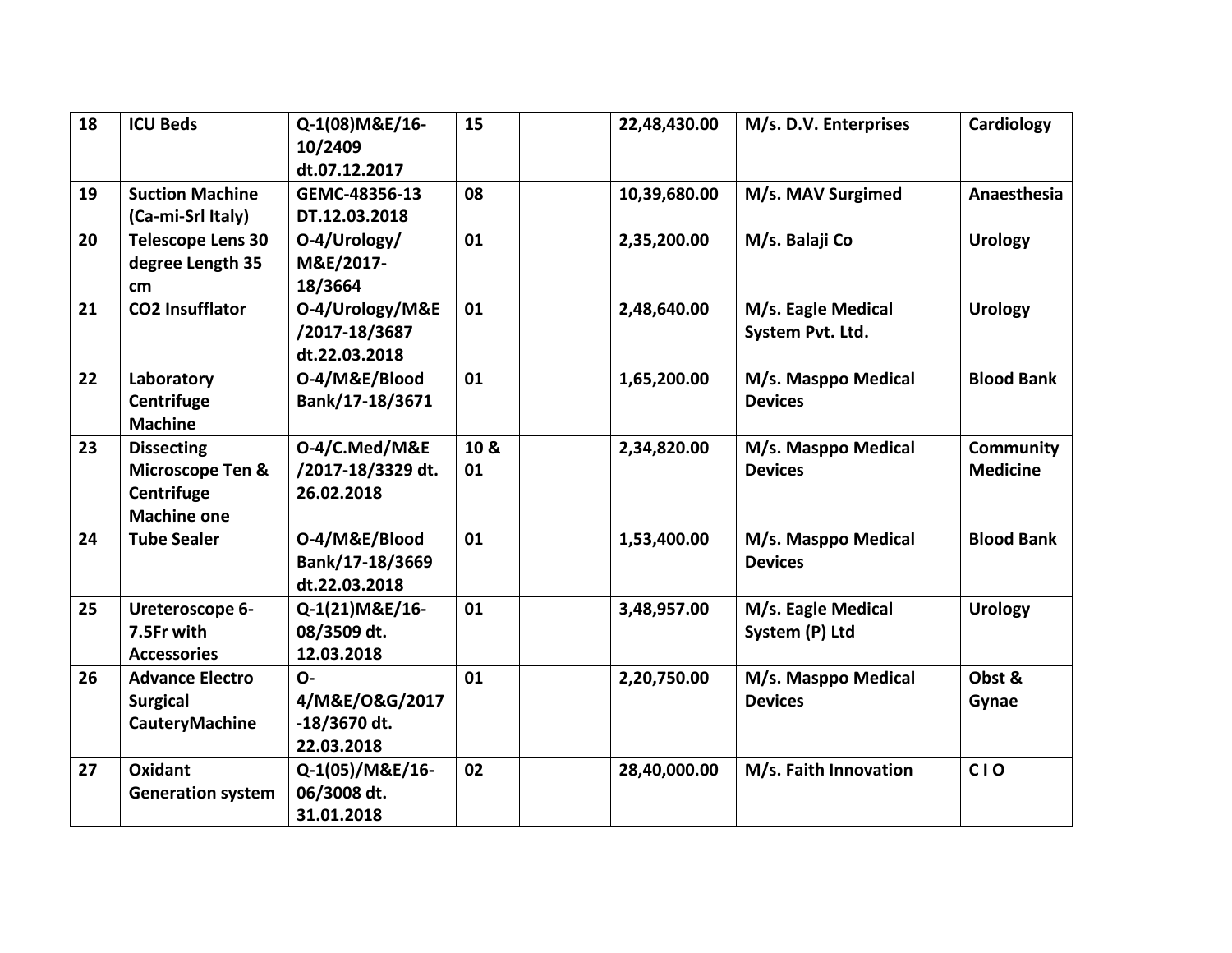| 18 | **ICU Beds** | **Q-1(08)M&E/16-10/2409 dt.07.12.2017** | **15** | | **22,48,430.00** | **M/s. D.V. Enterprises** | **Cardiology** |
|---|---|---|---|---|---|---|---|
| **19** | **Suction Machine (Ca-mi-Srl Italy)** | **GEMC-48356-13 DT.12.03.2018** | **08** | | **10,39,680.00** | **M/s. MAV Surgimed** | **Anaesthesia** |
| **20** | **Telescope Lens 30 degree Length 35 cm** | **O-4/Urology/ M&E/2017-18/3664** | **01** | | **2,35,200.00** | **M/s. Balaji Co** | **Urology** |
| **21** | **CO2 Insufflator** | **O-4/Urology/M&E /2017-18/3687 dt.22.03.2018** | **01** | | **2,48,640.00** | **M/s. Eagle Medical System Pvt. Ltd.** | **Urology** |
| **22** | **Laboratory Centrifuge Machine** | **O-4/M&E/Blood Bank/17-18/3671** | **01** | | **1,65,200.00** | **M/s. Masppo Medical Devices** | **Blood Bank** |
| **23** | **Dissecting Microscope Ten & Centrifuge Machine one** | **O-4/C.Med/M&E /2017-18/3329 dt. 26.02.2018** | **10 & 01** | | **2,34,820.00** | **M/s. Masppo Medical Devices** | **Community Medicine** |
| **24** | **Tube Sealer** | **O-4/M&E/Blood Bank/17-18/3669 dt.22.03.2018** | **01** | | **1,53,400.00** | **M/s. Masppo Medical Devices** | **Blood Bank** |
| **25** | **Ureteroscope 6-7.5Fr with Accessories** | **Q-1(21)M&E/16-08/3509 dt. 12.03.2018** | **01** | | **3,48,957.00** | **M/s. Eagle Medical System (P) Ltd** | **Urology** |
| **26** | **Advance Electro Surgical CauteryMachine** | **O-4/M&E/O&G/2017-18/3670 dt. 22.03.2018** | **01** | | **2,20,750.00** | **M/s. Masppo Medical Devices** | **Obst & Gynae** |
| **27** | **Oxidant Generation system** | **Q-1(05)/M&E/16-06/3008 dt. 31.01.2018** | **02** | | **28,40,000.00** | **M/s. Faith Innovation** | **C I O** |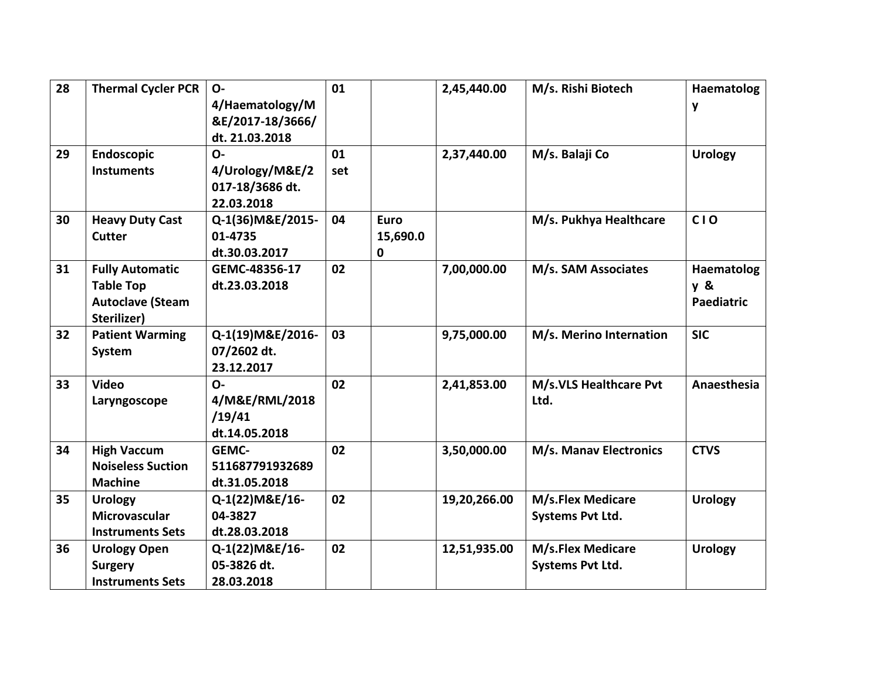| 28 | Thermal Cycler PCR | O-4/Haematology/M&E/2017-18/3666/ dt. 21.03.2018 | 01 | | 2,45,440.00 | M/s. Rishi Biotech | Haematology |
|---|---|---|---|---|---|---|---|
| 29 | Endoscopic Instuments | O-4/Urology/M&E/2017-18/3686 dt. 22.03.2018 | 01 set | | 2,37,440.00 | M/s. Balaji Co | Urology |
| 30 | Heavy Duty Cast Cutter | Q-1(36)M&E/2015-01-4735 dt.30.03.2017 | 04 | Euro 15,690.00 | | M/s. Pukhya Healthcare | C I O |
| 31 | Fully Automatic Table Top Autoclave (Steam Sterilizer) | GEMC-48356-17 dt.23.03.2018 | 02 | | 7,00,000.00 | M/s. SAM Associates | Haematology & Paediatric |
| 32 | Patient Warming System | Q-1(19)M&E/2016-07/2602 dt. 23.12.2017 | 03 | | 9,75,000.00 | M/s. Merino Internation | SIC |
| 33 | Video Laryngoscope | O-4/M&E/RML/2018/19/41 dt.14.05.2018 | 02 | | 2,41,853.00 | M/s.VLS Healthcare Pvt Ltd. | Anaesthesia |
| 34 | High Vaccum Noiseless Suction Machine | GEMC-511687791932689 dt.31.05.2018 | 02 | | 3,50,000.00 | M/s. Manav Electronics | CTVS |
| 35 | Urology Microvascular Instruments Sets | Q-1(22)M&E/16-04-3827 dt.28.03.2018 | 02 | | 19,20,266.00 | M/s.Flex Medicare Systems Pvt Ltd. | Urology |
| 36 | Urology Open Surgery Instruments Sets | Q-1(22)M&E/16-05-3826 dt. 28.03.2018 | 02 | | 12,51,935.00 | M/s.Flex Medicare Systems Pvt Ltd. | Urology |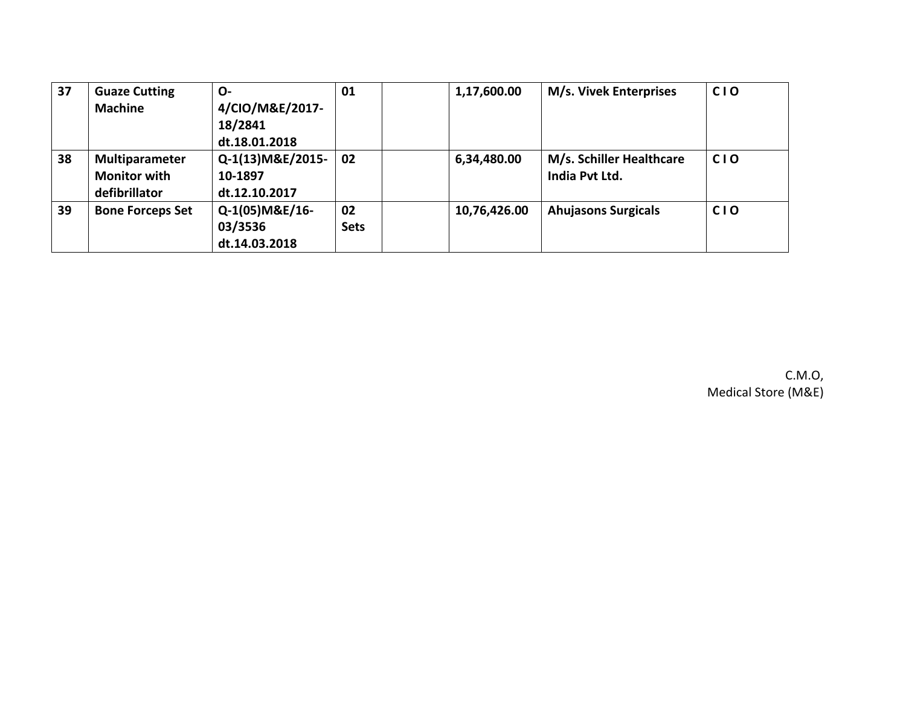| | | | | | | | |
|---|---|---|---|---|---|---|---|
| **37** | **Guaze Cutting Machine** | **O-4/CIO/M&E/2017-18/2841 dt.18.01.2018** | **01** | | **1,17,600.00** | **M/s. Vivek Enterprises** | **C I O** |
| **38** | **Multiparameter Monitor with defibrillator** | **Q-1(13)M&E/2015-10-1897 dt.12.10.2017** | **02** | | **6,34,480.00** | **M/s. Schiller Healthcare India Pvt Ltd.** | **C I O** |
| **39** | **Bone Forceps Set** | **Q-1(05)M&E/16-03/3536 dt.14.03.2018** | **02 Sets** | | **10,76,426.00** | **Ahujasons Surgicals** | **C I O** |

C.M.O,
Medical Store (M&E)